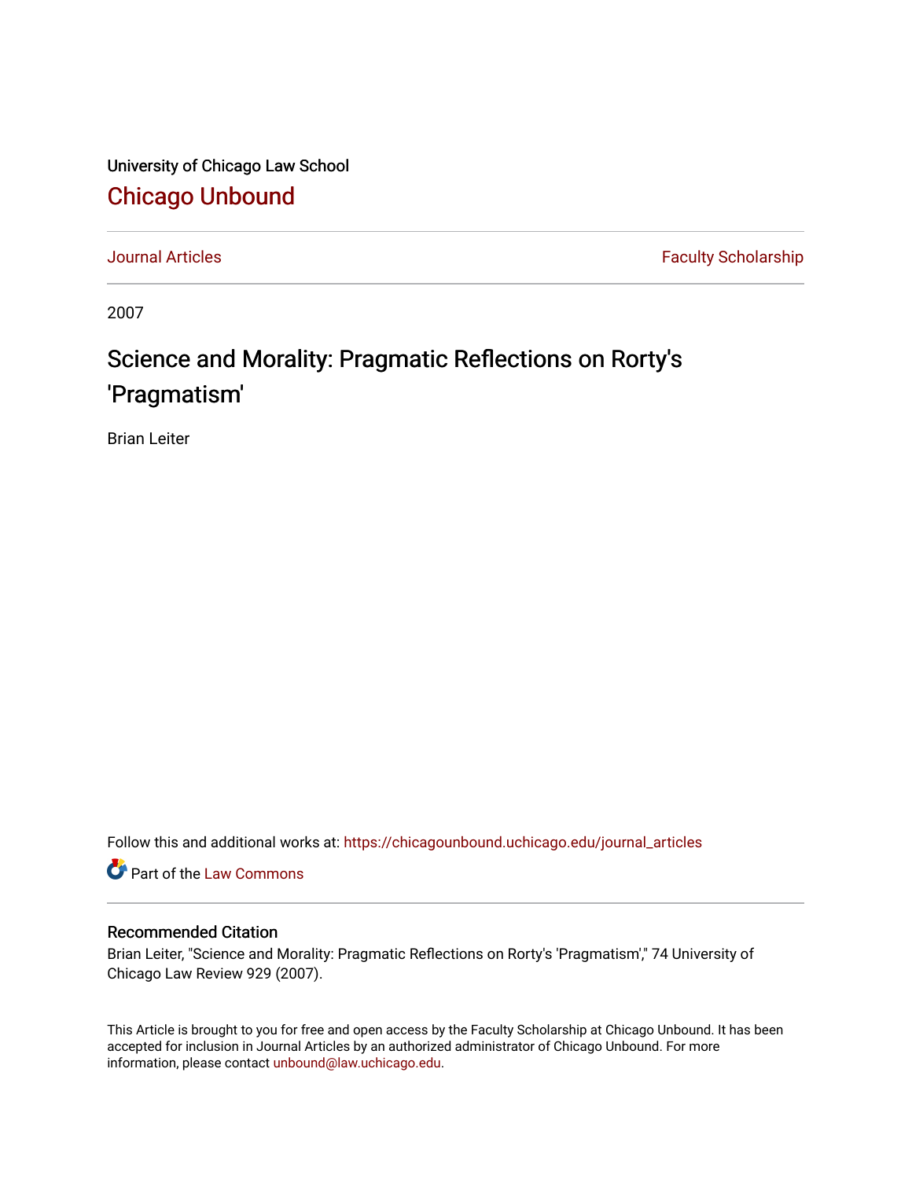University of Chicago Law School

# Chicago Unbound

Journal Articles | Faculty Scholarship

2007

# Science and Morality: Pragmatic Reflections on Rorty's 'Pragmatism'

Brian Leiter

Follow this and additional works at: https://chicagounbound.uchicago.edu/journal_articles

Part of the Law Commons

## Recommended Citation

Brian Leiter, "Science and Morality: Pragmatic Reflections on Rorty's 'Pragmatism'," 74 University of Chicago Law Review 929 (2007).

This Article is brought to you for free and open access by the Faculty Scholarship at Chicago Unbound. It has been accepted for inclusion in Journal Articles by an authorized administrator of Chicago Unbound. For more information, please contact unbound@law.uchicago.edu.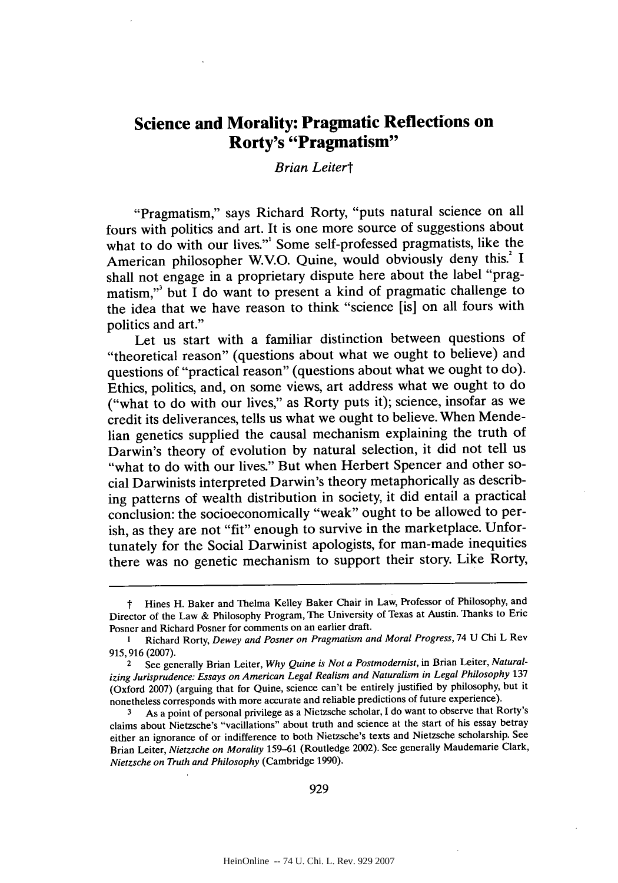# Science and Morality: Pragmatic Reflections on Rorty's "Pragmatism"

*Brian Leiter*†

"Pragmatism," says Richard Rorty, "puts natural science on all fours with politics and art. It is one more source of suggestions about what to do with our lives."[1] Some self-professed pragmatists, like the American philosopher W.V.O. Quine, would obviously deny this.[2] I shall not engage in a proprietary dispute here about the label "pragmatism,"[3] but I do want to present a kind of pragmatic challenge to the idea that we have reason to think "science [is] on all fours with politics and art."

Let us start with a familiar distinction between questions of "theoretical reason" (questions about what we ought to believe) and questions of "practical reason" (questions about what we ought to do). Ethics, politics, and, on some views, art address what we ought to do ("what to do with our lives," as Rorty puts it); science, insofar as we credit its deliverances, tells us what we ought to believe. When Mendelian genetics supplied the causal mechanism explaining the truth of Darwin's theory of evolution by natural selection, it did not tell us "what to do with our lives." But when Herbert Spencer and other social Darwinists interpreted Darwin's theory metaphorically as describing patterns of wealth distribution in society, it did entail a practical conclusion: the socioeconomically "weak" ought to be allowed to perish, as they are not "fit" enough to survive in the marketplace. Unfortunately for the Social Darwinist apologists, for man-made inequities there was no genetic mechanism to support their story. Like Rorty,

---

† Hines H. Baker and Thelma Kelley Baker Chair in Law, Professor of Philosophy, and Director of the Law & Philosophy Program, The University of Texas at Austin. Thanks to Eric Posner and Richard Posner for comments on an earlier draft.

1 Richard Rorty, *Dewey and Posner on Pragmatism and Moral Progress*, 74 U Chi L Rev 915, 916 (2007).

2 See generally Brian Leiter, *Why Quine is Not a Postmodernist*, in Brian Leiter, *Naturalizing Jurisprudence: Essays on American Legal Realism and Naturalism in Legal Philosophy* 137 (Oxford 2007) (arguing that for Quine, science can't be entirely justified by philosophy, but it nonetheless corresponds with more accurate and reliable predictions of future experience).

3 As a point of personal privilege as a Nietzsche scholar, I do want to observe that Rorty's claims about Nietzsche's "vacillations" about truth and science at the start of his essay betray either an ignorance of or indifference to both Nietzsche's texts and Nietzsche scholarship. See Brian Leiter, *Nietzsche on Morality* 159–61 (Routledge 2002). See generally Maudemarie Clark, *Nietzsche on Truth and Philosophy* (Cambridge 1990).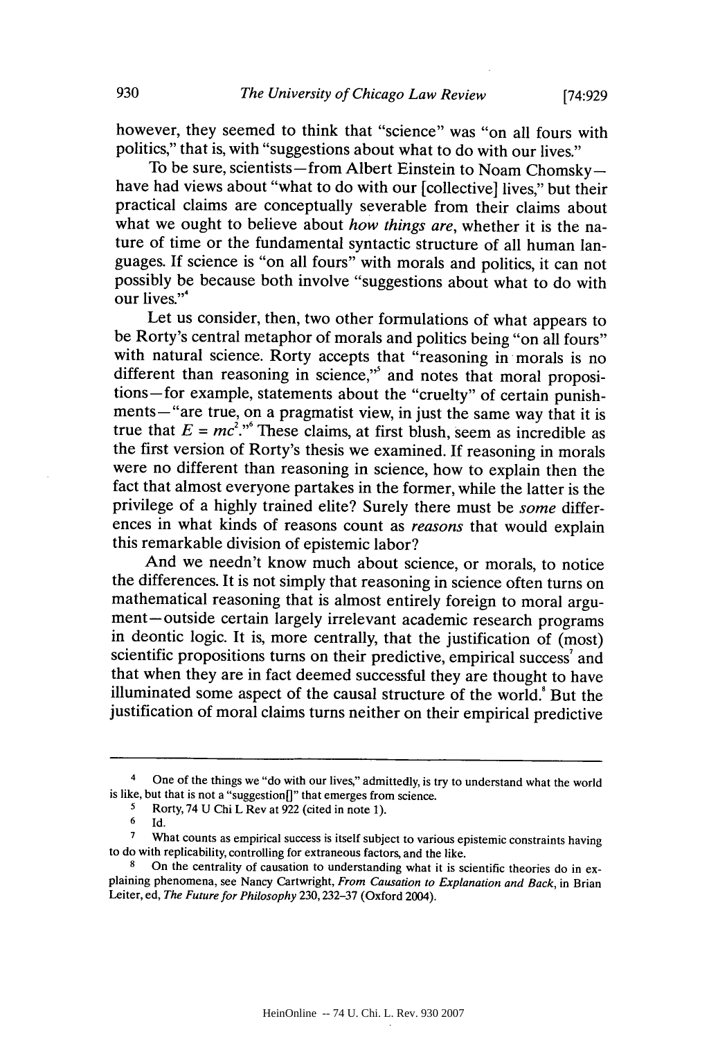however, they seemed to think that "science" was "on all fours with politics," that is, with "suggestions about what to do with our lives."

To be sure, scientists—from Albert Einstein to Noam Chomsky—have had views about "what to do with our [collective] lives," but their practical claims are conceptually severable from their claims about what we ought to believe about *how things are*, whether it is the nature of time or the fundamental syntactic structure of all human languages. If science is "on all fours" with morals and politics, it can not possibly be because both involve "suggestions about what to do with our lives."[4]

Let us consider, then, two other formulations of what appears to be Rorty's central metaphor of morals and politics being "on all fours" with natural science. Rorty accepts that "reasoning in morals is no different than reasoning in science,"[5] and notes that moral propositions—for example, statements about the "cruelty" of certain punishments—"are true, on a pragmatist view, in just the same way that it is true that $E = mc^2$."[6] These claims, at first blush, seem as incredible as the first version of Rorty's thesis we examined. If reasoning in morals were no different than reasoning in science, how to explain then the fact that almost everyone partakes in the former, while the latter is the privilege of a highly trained elite? Surely there must be *some* differences in what kinds of reasons count as *reasons* that would explain this remarkable division of epistemic labor?

And we needn't know much about science, or morals, to notice the differences. It is not simply that reasoning in science often turns on mathematical reasoning that is almost entirely foreign to moral argument—outside certain largely irrelevant academic research programs in deontic logic. It is, more centrally, that the justification of (most) scientific propositions turns on their predictive, empirical success[7] and that when they are in fact deemed successful they are thought to have illuminated some aspect of the causal structure of the world.[8] But the justification of moral claims turns neither on their empirical predictive

---

4 One of the things we "do with our lives," admittedly, is try to understand what the world is like, but that is not a "suggestion[]" that emerges from science.

5 Rorty, 74 U Chi L Rev at 922 (cited in note 1).

6 Id.

7 What counts as empirical success is itself subject to various epistemic constraints having to do with replicability, controlling for extraneous factors, and the like.

8 On the centrality of causation to understanding what it is scientific theories do in explaining phenomena, see Nancy Cartwright, *From Causation to Explanation and Back*, in Brian Leiter, ed, *The Future for Philosophy* 230, 232–37 (Oxford 2004).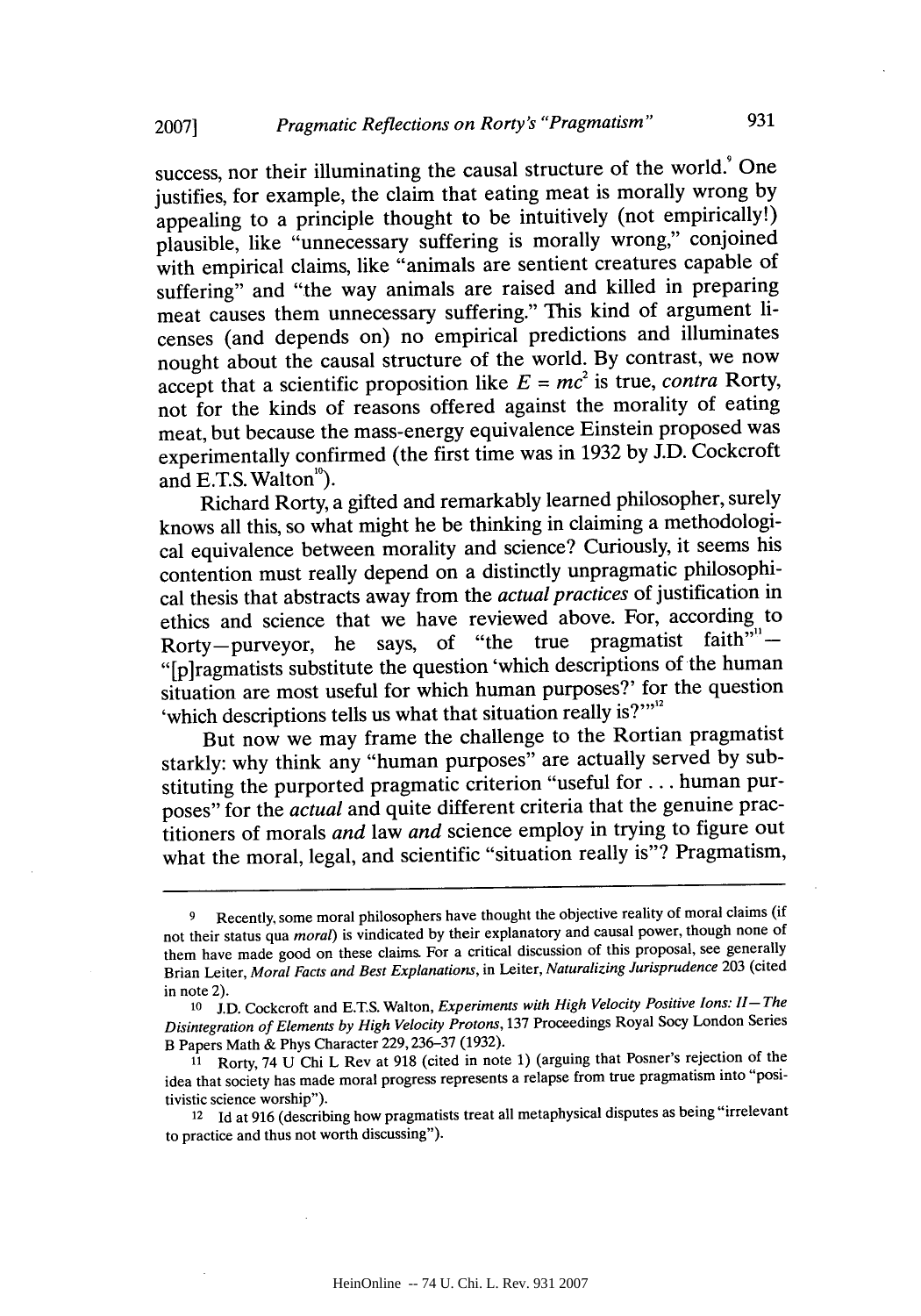success, nor their illuminating the causal structure of the world.[9] One justifies, for example, the claim that eating meat is morally wrong by appealing to a principle thought to be intuitively (not empirically!) plausible, like "unnecessary suffering is morally wrong," conjoined with empirical claims, like "animals are sentient creatures capable of suffering" and "the way animals are raised and killed in preparing meat causes them unnecessary suffering." This kind of argument licenses (and depends on) no empirical predictions and illuminates nought about the causal structure of the world. By contrast, we now accept that a scientific proposition like $E = mc^2$ is true, *contra* Rorty, not for the kinds of reasons offered against the morality of eating meat, but because the mass-energy equivalence Einstein proposed was experimentally confirmed (the first time was in 1932 by J.D. Cockcroft and E.T.S. Walton[10]).

Richard Rorty, a gifted and remarkably learned philosopher, surely knows all this, so what might he be thinking in claiming a methodological equivalence between morality and science? Curiously, it seems his contention must really depend on a distinctly unpragmatic philosophical thesis that abstracts away from the *actual practices* of justification in ethics and science that we have reviewed above. For, according to Rorty—purveyor, he says, of "the true pragmatist faith"[11]—"[p]ragmatists substitute the question 'which descriptions of the human situation are most useful for which human purposes?' for the question 'which descriptions tells us what that situation really is?'"[12]

But now we may frame the challenge to the Rortian pragmatist starkly: why think any "human purposes" are actually served by substituting the purported pragmatic criterion "useful for . . . human purposes" for the *actual* and quite different criteria that the genuine practitioners of morals *and* law *and* science employ in trying to figure out what the moral, legal, and scientific "situation really is"? Pragmatism,

---

[9] Recently, some moral philosophers have thought the objective reality of moral claims (if not their status qua *moral*) is vindicated by their explanatory and causal power, though none of them have made good on these claims. For a critical discussion of this proposal, see generally Brian Leiter, *Moral Facts and Best Explanations*, in Leiter, *Naturalizing Jurisprudence* 203 (cited in note 2).

[10] J.D. Cockcroft and E.T.S. Walton, *Experiments with High Velocity Positive Ions: II—The Disintegration of Elements by High Velocity Protons*, 137 Proceedings Royal Socy London Series B Papers Math & Phys Character 229, 236–37 (1932).

[11] Rorty, 74 U Chi L Rev at 918 (cited in note 1) (arguing that Posner's rejection of the idea that society has made moral progress represents a relapse from true pragmatism into "positivistic science worship").

[12] Id at 916 (describing how pragmatists treat all metaphysical disputes as being "irrelevant to practice and thus not worth discussing").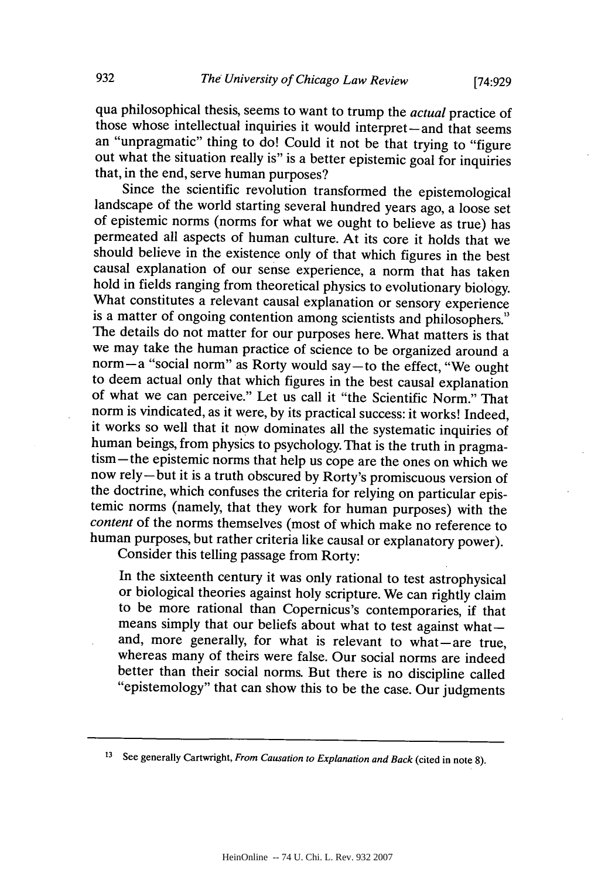qua philosophical thesis, seems to want to trump the *actual* practice of those whose intellectual inquiries it would interpret—and that seems an "unpragmatic" thing to do! Could it not be that trying to "figure out what the situation really is" is a better epistemic goal for inquiries that, in the end, serve human purposes?

Since the scientific revolution transformed the epistemological landscape of the world starting several hundred years ago, a loose set of epistemic norms (norms for what we ought to believe as true) has permeated all aspects of human culture. At its core it holds that we should believe in the existence only of that which figures in the best causal explanation of our sense experience, a norm that has taken hold in fields ranging from theoretical physics to evolutionary biology. What constitutes a relevant causal explanation or sensory experience is a matter of ongoing contention among scientists and philosophers.[13] The details do not matter for our purposes here. What matters is that we may take the human practice of science to be organized around a norm—a "social norm" as Rorty would say—to the effect, "We ought to deem actual only that which figures in the best causal explanation of what we can perceive." Let us call it "the Scientific Norm." That norm is vindicated, as it were, by its practical success: it works! Indeed, it works so well that it now dominates all the systematic inquiries of human beings, from physics to psychology. That is the truth in pragmatism—the epistemic norms that help us cope are the ones on which we now rely—but it is a truth obscured by Rorty's promiscuous version of the doctrine, which confuses the criteria for relying on particular epistemic norms (namely, that they work for human purposes) with the *content* of the norms themselves (most of which make no reference to human purposes, but rather criteria like causal or explanatory power).

Consider this telling passage from Rorty:

> In the sixteenth century it was only rational to test astrophysical or biological theories against holy scripture. We can rightly claim to be more rational than Copernicus's contemporaries, if that means simply that our beliefs about what to test against what—and, more generally, for what is relevant to what—are true, whereas many of theirs were false. Our social norms are indeed better than their social norms. But there is no discipline called "epistemology" that can show this to be the case. Our judgments

---

[13] See generally Cartwright, *From Causation to Explanation and Back* (cited in note 8).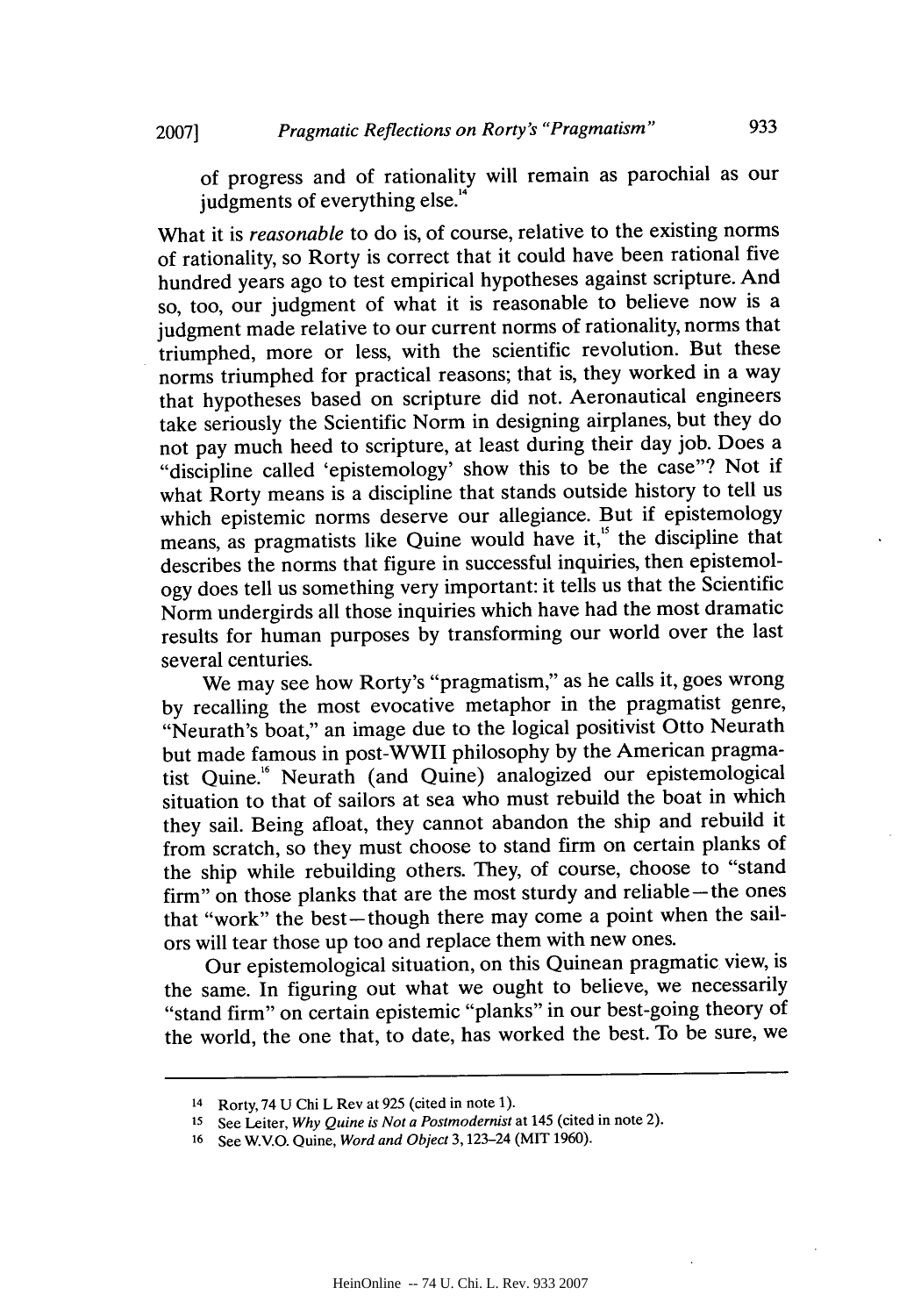of progress and of rationality will remain as parochial as our judgments of everything else.[14]

What it is *reasonable* to do is, of course, relative to the existing norms of rationality, so Rorty is correct that it could have been rational five hundred years ago to test empirical hypotheses against scripture. And so, too, our judgment of what it is reasonable to believe now is a judgment made relative to our current norms of rationality, norms that triumphed, more or less, with the scientific revolution. But these norms triumphed for practical reasons; that is, they worked in a way that hypotheses based on scripture did not. Aeronautical engineers take seriously the Scientific Norm in designing airplanes, but they do not pay much heed to scripture, at least during their day job. Does a "discipline called 'epistemology' show this to be the case"? Not if what Rorty means is a discipline that stands outside history to tell us which epistemic norms deserve our allegiance. But if epistemology means, as pragmatists like Quine would have it,[15] the discipline that describes the norms that figure in successful inquiries, then epistemology does tell us something very important: it tells us that the Scientific Norm undergirds all those inquiries which have had the most dramatic results for human purposes by transforming our world over the last several centuries.

We may see how Rorty's "pragmatism," as he calls it, goes wrong by recalling the most evocative metaphor in the pragmatist genre, "Neurath's boat," an image due to the logical positivist Otto Neurath but made famous in post-WWII philosophy by the American pragmatist Quine.[16] Neurath (and Quine) analogized our epistemological situation to that of sailors at sea who must rebuild the boat in which they sail. Being afloat, they cannot abandon the ship and rebuild it from scratch, so they must choose to stand firm on certain planks of the ship while rebuilding others. They, of course, choose to "stand firm" on those planks that are the most sturdy and reliable—the ones that "work" the best—though there may come a point when the sailors will tear those up too and replace them with new ones.

Our epistemological situation, on this Quinean pragmatic view, is the same. In figuring out what we ought to believe, we necessarily "stand firm" on certain epistemic "planks" in our best-going theory of the world, the one that, to date, has worked the best. To be sure, we

---

14 Rorty, 74 U Chi L Rev at 925 (cited in note 1).

15 See Leiter, *Why Quine is Not a Postmodernist* at 145 (cited in note 2).

16 See W.V.O. Quine, *Word and Object* 3, 123–24 (MIT 1960).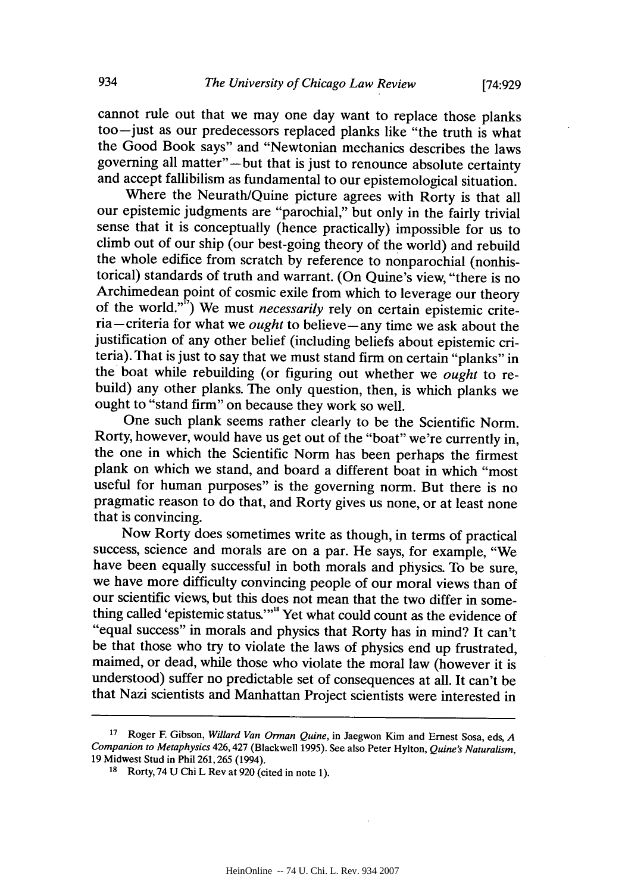cannot rule out that we may one day want to replace those planks too—just as our predecessors replaced planks like "the truth is what the Good Book says" and "Newtonian mechanics describes the laws governing all matter"—but that is just to renounce absolute certainty and accept fallibilism as fundamental to our epistemological situation.

Where the Neurath/Quine picture agrees with Rorty is that all our epistemic judgments are "parochial," but only in the fairly trivial sense that it is conceptually (hence practically) impossible for us to climb out of our ship (our best-going theory of the world) and rebuild the whole edifice from scratch by reference to nonparochial (nonhistorical) standards of truth and warrant. (On Quine's view, "there is no Archimedean point of cosmic exile from which to leverage our theory of the world."[17]) We must *necessarily* rely on certain epistemic criteria—criteria for what we *ought* to believe—any time we ask about the justification of any other belief (including beliefs about epistemic criteria). That is just to say that we must stand firm on certain "planks" in the boat while rebuilding (or figuring out whether we *ought* to rebuild) any other planks. The only question, then, is which planks we ought to "stand firm" on because they work so well.

One such plank seems rather clearly to be the Scientific Norm. Rorty, however, would have us get out of the "boat" we're currently in, the one in which the Scientific Norm has been perhaps the firmest plank on which we stand, and board a different boat in which "most useful for human purposes" is the governing norm. But there is no pragmatic reason to do that, and Rorty gives us none, or at least none that is convincing.

Now Rorty does sometimes write as though, in terms of practical success, science and morals are on a par. He says, for example, "We have been equally successful in both morals and physics. To be sure, we have more difficulty convincing people of our moral views than of our scientific views, but this does not mean that the two differ in something called 'epistemic status.'"[18] Yet what could count as the evidence of "equal success" in morals and physics that Rorty has in mind? It can't be that those who try to violate the laws of physics end up frustrated, maimed, or dead, while those who violate the moral law (however it is understood) suffer no predictable set of consequences at all. It can't be that Nazi scientists and Manhattan Project scientists were interested in

---

[17] Roger F. Gibson, *Willard Van Orman Quine*, in Jaegwon Kim and Ernest Sosa, eds, *A Companion to Metaphysics* 426, 427 (Blackwell 1995). See also Peter Hylton, *Quine's Naturalism*, 19 Midwest Stud in Phil 261, 265 (1994).

[18] Rorty, 74 U Chi L Rev at 920 (cited in note 1).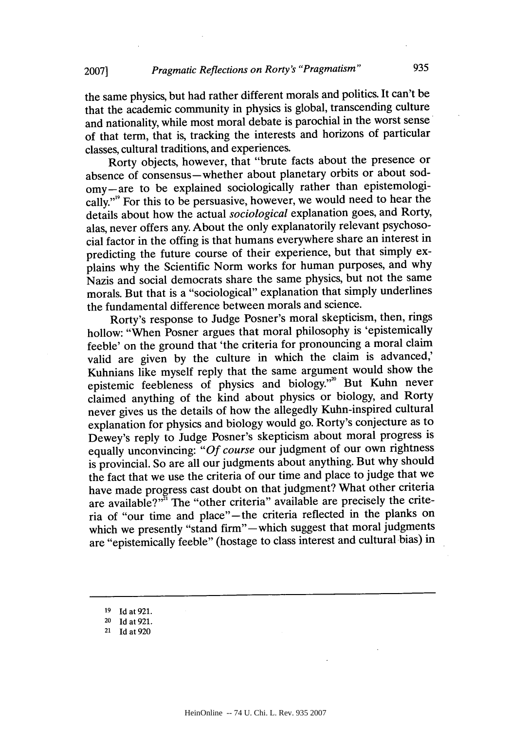the same physics, but had rather different morals and politics. It can't be that the academic community in physics is global, transcending culture and nationality, while most moral debate is parochial in the worst sense of that term, that is, tracking the interests and horizons of particular classes, cultural traditions, and experiences.

Rorty objects, however, that "brute facts about the presence or absence of consensus—whether about planetary orbits or about sodomy—are to be explained sociologically rather than epistemologically."[19] For this to be persuasive, however, we would need to hear the details about how the actual *sociological* explanation goes, and Rorty, alas, never offers any. About the only explanatorily relevant psychosocial factor in the offing is that humans everywhere share an interest in predicting the future course of their experience, but that simply explains why the Scientific Norm works for human purposes, and why Nazis and social democrats share the same physics, but not the same morals. But that is a "sociological" explanation that simply underlines the fundamental difference between morals and science.

Rorty's response to Judge Posner's moral skepticism, then, rings hollow: "When Posner argues that moral philosophy is 'epistemically feeble' on the ground that 'the criteria for pronouncing a moral claim valid are given by the culture in which the claim is advanced,' Kuhnians like myself reply that the same argument would show the epistemic feebleness of physics and biology."[20] But Kuhn never claimed anything of the kind about physics or biology, and Rorty never gives us the details of how the allegedly Kuhn-inspired cultural explanation for physics and biology would go. Rorty's conjecture as to Dewey's reply to Judge Posner's skepticism about moral progress is equally unconvincing: "*Of course* our judgment of our own rightness is provincial. So are all our judgments about anything. But why should the fact that we use the criteria of our time and place to judge that we have made progress cast doubt on that judgment? What other criteria are available?"[21] The "other criteria" available are precisely the criteria of "our time and place"—the criteria reflected in the planks on which we presently "stand firm"—which suggest that moral judgments are "epistemically feeble" (hostage to class interest and cultural bias) in

---

19 Id at 921.

20 Id at 921.

21 Id at 920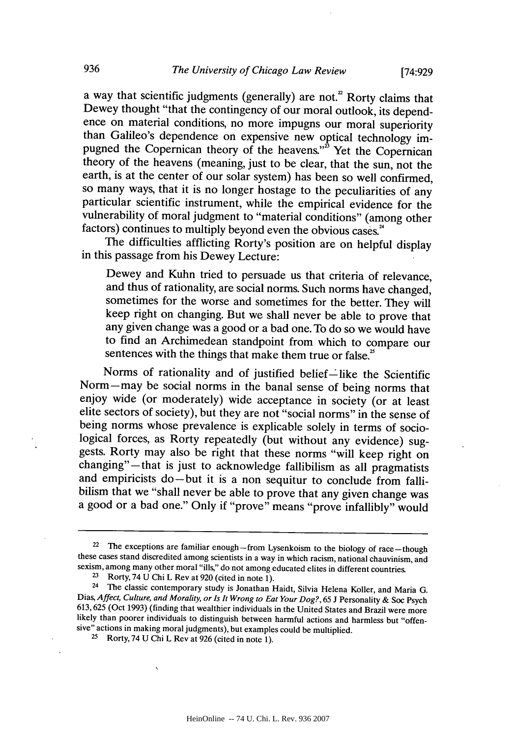a way that scientific judgments (generally) are not.[22] Rorty claims that Dewey thought "that the contingency of our moral outlook, its dependence on material conditions, no more impugns our moral superiority than Galileo's dependence on expensive new optical technology impugned the Copernican theory of the heavens."[23] Yet the Copernican theory of the heavens (meaning, just to be clear, that the sun, not the earth, is at the center of our solar system) has been so well confirmed, so many ways, that it is no longer hostage to the peculiarities of any particular scientific instrument, while the empirical evidence for the vulnerability of moral judgment to "material conditions" (among other factors) continues to multiply beyond even the obvious cases.[24]

The difficulties afflicting Rorty's position are on helpful display in this passage from his Dewey Lecture:

> Dewey and Kuhn tried to persuade us that criteria of relevance, and thus of rationality, are social norms. Such norms have changed, sometimes for the worse and sometimes for the better. They will keep right on changing. But we shall never be able to prove that any given change was a good or a bad one. To do so we would have to find an Archimedean standpoint from which to compare our sentences with the things that make them true or false.[25]

Norms of rationality and of justified belief—like the Scientific Norm—may be social norms in the banal sense of being norms that enjoy wide (or moderately) wide acceptance in society (or at least elite sectors of society), but they are not "social norms" in the sense of being norms whose prevalence is explicable solely in terms of sociological forces, as Rorty repeatedly (but without any evidence) suggests. Rorty may also be right that these norms "will keep right on changing"—that is just to acknowledge fallibilism as all pragmatists and empiricists do—but it is a non sequitur to conclude from fallibilism that we "shall never be able to prove that any given change was a good or a bad one." Only if "prove" means "prove infallibly" would

---

[22] The exceptions are familiar enough—from Lysenkoism to the biology of race—though these cases stand discredited among scientists in a way in which racism, national chauvinism, and sexism, among many other moral "ills," do not among educated elites in different countries.

[23] Rorty, 74 U Chi L Rev at 920 (cited in note 1).

[24] The classic contemporary study is Jonathan Haidt, Silvia Helena Koller, and Maria G. Dias, *Affect, Culture, and Morality, or Is It Wrong to Eat Your Dog?*, 65 J Personality & Soc Psych 613, 625 (Oct 1993) (finding that wealthier individuals in the United States and Brazil were more likely than poorer individuals to distinguish between harmful actions and harmless but "offensive" actions in making moral judgments), but examples could be multiplied.

[25] Rorty, 74 U Chi L Rev at 926 (cited in note 1).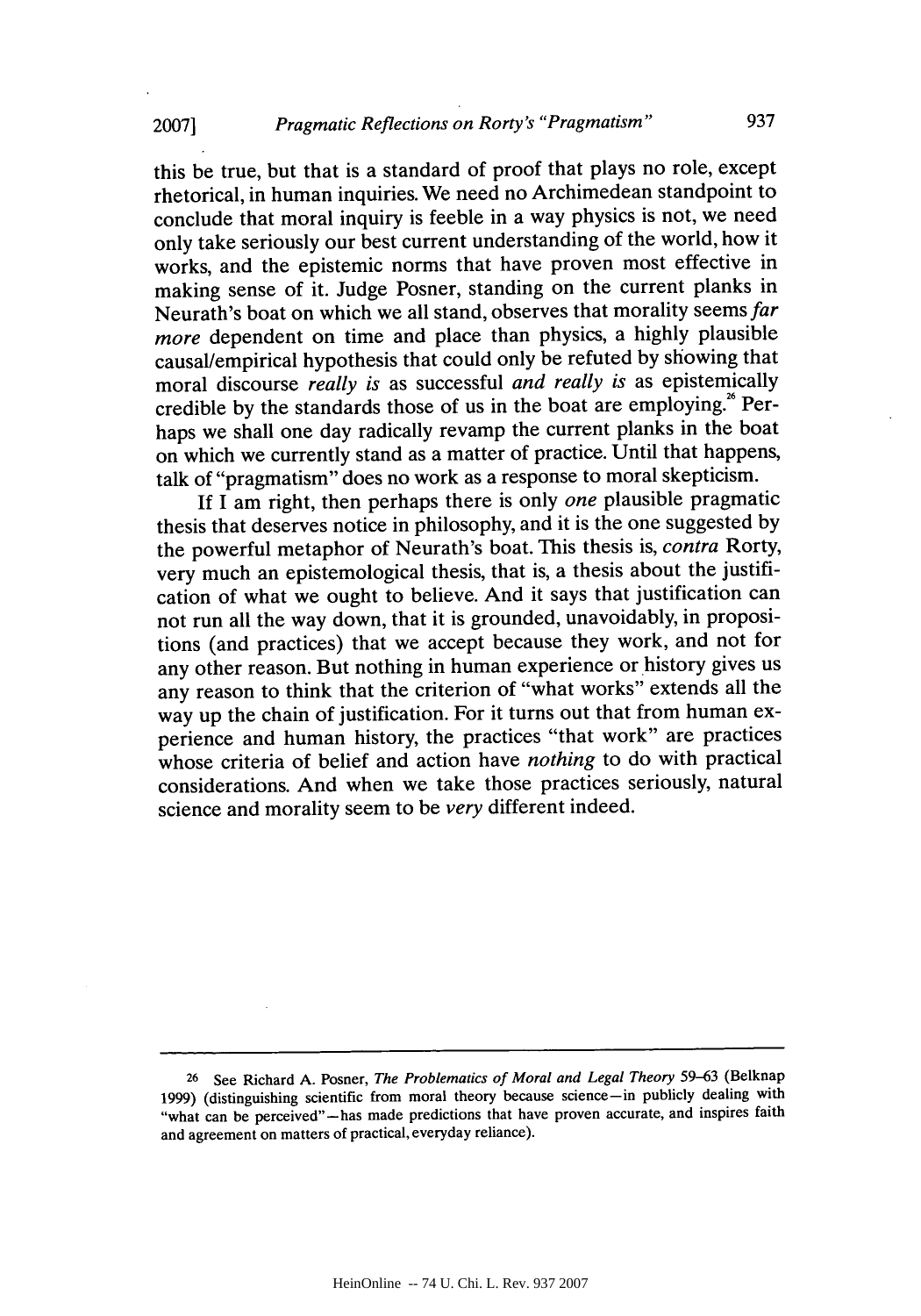this be true, but that is a standard of proof that plays no role, except rhetorical, in human inquiries. We need no Archimedean standpoint to conclude that moral inquiry is feeble in a way physics is not, we need only take seriously our best current understanding of the world, how it works, and the epistemic norms that have proven most effective in making sense of it. Judge Posner, standing on the current planks in Neurath's boat on which we all stand, observes that morality seems *far more* dependent on time and place than physics, a highly plausible causal/empirical hypothesis that could only be refuted by showing that moral discourse *really is* as successful *and really is* as epistemically credible by the standards those of us in the boat are employing.[26] Perhaps we shall one day radically revamp the current planks in the boat on which we currently stand as a matter of practice. Until that happens, talk of "pragmatism" does no work as a response to moral skepticism.

If I am right, then perhaps there is only *one* plausible pragmatic thesis that deserves notice in philosophy, and it is the one suggested by the powerful metaphor of Neurath's boat. This thesis is, *contra* Rorty, very much an epistemological thesis, that is, a thesis about the justification of what we ought to believe. And it says that justification can not run all the way down, that it is grounded, unavoidably, in propositions (and practices) that we accept because they work, and not for any other reason. But nothing in human experience or history gives us any reason to think that the criterion of "what works" extends all the way up the chain of justification. For it turns out that from human experience and human history, the practices "that work" are practices whose criteria of belief and action have *nothing* to do with practical considerations. And when we take those practices seriously, natural science and morality seem to be *very* different indeed.

---

[26] See Richard A. Posner, *The Problematics of Moral and Legal Theory* 59–63 (Belknap 1999) (distinguishing scientific from moral theory because science—in publicly dealing with "what can be perceived"—has made predictions that have proven accurate, and inspires faith and agreement on matters of practical, everyday reliance).